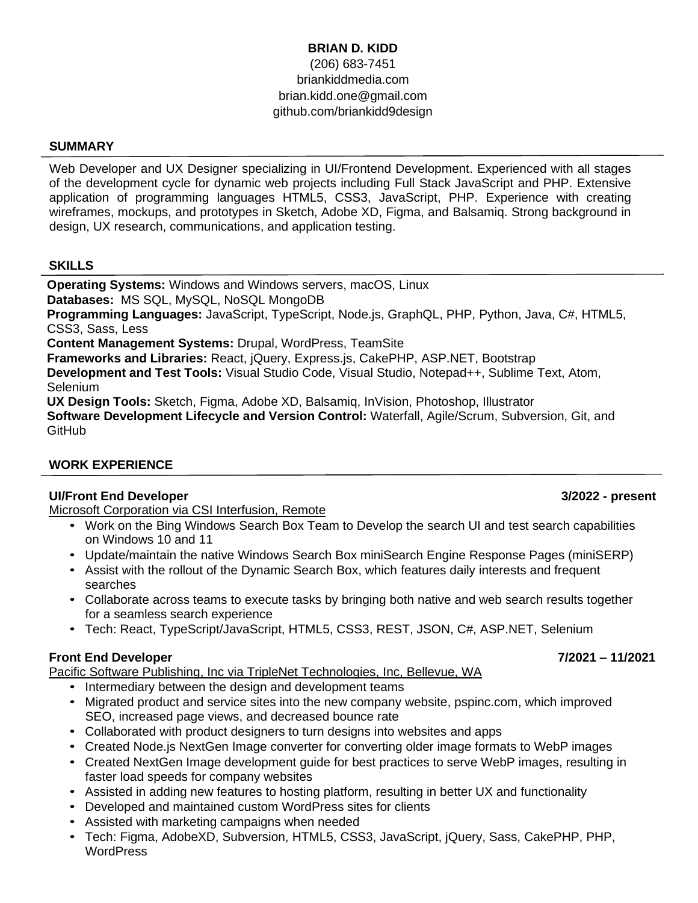# BRIAN D. KIDD

(206) 683-7451
briankiddmedia.com
brian.kidd.one@gmail.com
github.com/briankidd9design

## SUMMARY

Web Developer and UX Designer specializing in UI/Frontend Development. Experienced with all stages of the development cycle for dynamic web projects including Full Stack JavaScript and PHP. Extensive application of programming languages HTML5, CSS3, JavaScript, PHP. Experience with creating wireframes, mockups, and prototypes in Sketch, Adobe XD, Figma, and Balsamiq. Strong background in design, UX research, communications, and application testing.

## SKILLS

**Operating Systems:** Windows and Windows servers, macOS, Linux
**Databases:** MS SQL, MySQL, NoSQL MongoDB
**Programming Languages:** JavaScript, TypeScript, Node.js, GraphQL, PHP, Python, Java, C#, HTML5, CSS3, Sass, Less
**Content Management Systems:** Drupal, WordPress, TeamSite
**Frameworks and Libraries:** React, jQuery, Express.js, CakePHP, ASP.NET, Bootstrap
**Development and Test Tools:** Visual Studio Code, Visual Studio, Notepad++, Sublime Text, Atom, Selenium
**UX Design Tools:** Sketch, Figma, Adobe XD, Balsamiq, InVision, Photoshop, Illustrator
**Software Development Lifecycle and Version Control:** Waterfall, Agile/Scrum, Subversion, Git, and GitHub

## WORK EXPERIENCE

**UI/Front End Developer** **3/2022 - present**
Microsoft Corporation via CSI Interfusion, Remote

- Work on the Bing Windows Search Box Team to Develop the search UI and test search capabilities on Windows 10 and 11
- Update/maintain the native Windows Search Box miniSearch Engine Response Pages (miniSERP)
- Assist with the rollout of the Dynamic Search Box, which features daily interests and frequent searches
- Collaborate across teams to execute tasks by bringing both native and web search results together for a seamless search experience
- Tech: React, TypeScript/JavaScript, HTML5, CSS3, REST, JSON, C#, ASP.NET, Selenium

**Front End Developer** **7/2021 – 11/2021**
Pacific Software Publishing, Inc via TripleNet Technologies, Inc, Bellevue, WA

- Intermediary between the design and development teams
- Migrated product and service sites into the new company website, pspinc.com, which improved SEO, increased page views, and decreased bounce rate
- Collaborated with product designers to turn designs into websites and apps
- Created Node.js NextGen Image converter for converting older image formats to WebP images
- Created NextGen Image development guide for best practices to serve WebP images, resulting in faster load speeds for company websites
- Assisted in adding new features to hosting platform, resulting in better UX and functionality
- Developed and maintained custom WordPress sites for clients
- Assisted with marketing campaigns when needed
- Tech: Figma, AdobeXD, Subversion, HTML5, CSS3, JavaScript, jQuery, Sass, CakePHP, PHP, WordPress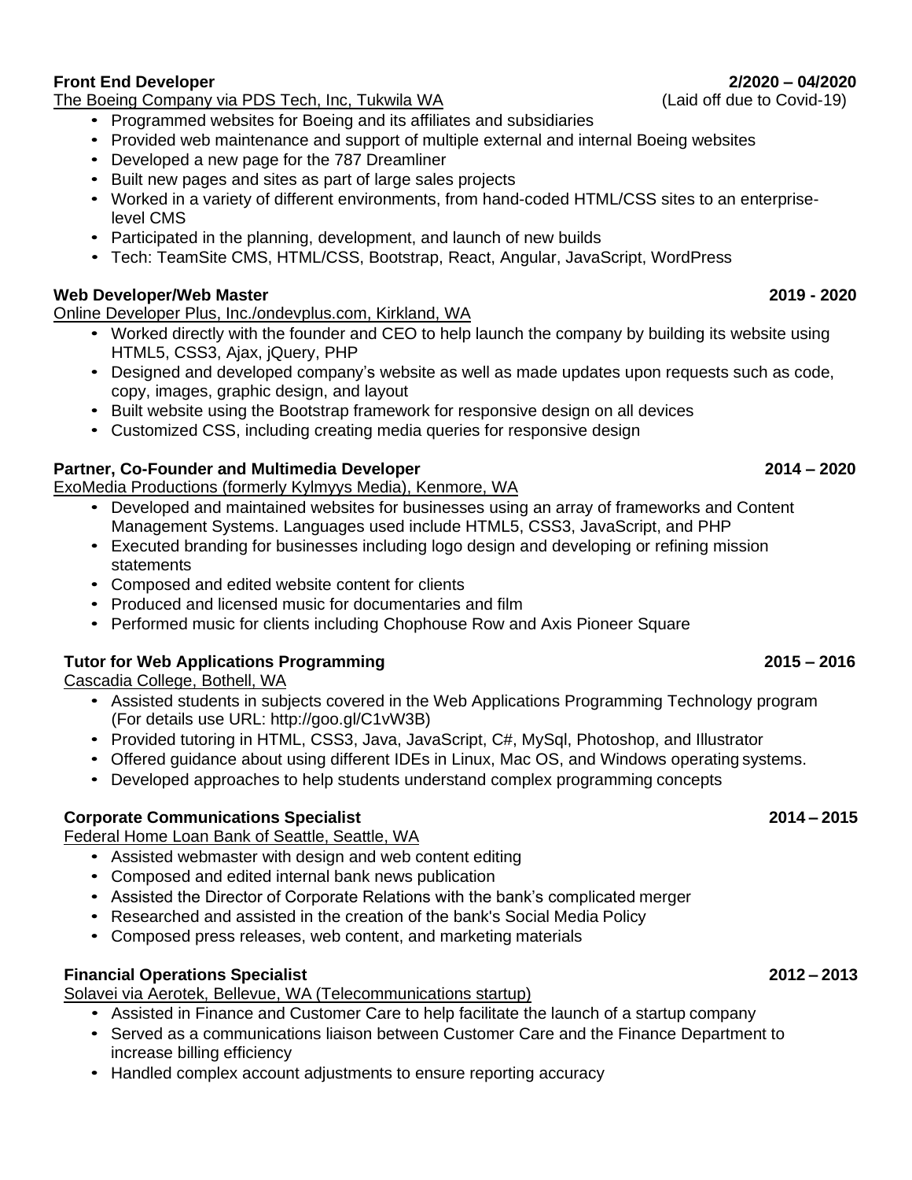**Front End Developer** **2/2020 – 04/2020**
The Boeing Company via PDS Tech, Inc, Tukwila WA (Laid off due to Covid-19)

- Programmed websites for Boeing and its affiliates and subsidiaries
- Provided web maintenance and support of multiple external and internal Boeing websites
- Developed a new page for the 787 Dreamliner
- Built new pages and sites as part of large sales projects
- Worked in a variety of different environments, from hand-coded HTML/CSS sites to an enterprise-level CMS
- Participated in the planning, development, and launch of new builds
- Tech: TeamSite CMS, HTML/CSS, Bootstrap, React, Angular, JavaScript, WordPress

**Web Developer/Web Master** **2019 - 2020**
Online Developer Plus, Inc./ondevplus.com, Kirkland, WA

- Worked directly with the founder and CEO to help launch the company by building its website using HTML5, CSS3, Ajax, jQuery, PHP
- Designed and developed company's website as well as made updates upon requests such as code, copy, images, graphic design, and layout
- Built website using the Bootstrap framework for responsive design on all devices
- Customized CSS, including creating media queries for responsive design

**Partner, Co-Founder and Multimedia Developer** **2014 – 2020**
ExoMedia Productions (formerly Kylmyys Media), Kenmore, WA

- Developed and maintained websites for businesses using an array of frameworks and Content Management Systems. Languages used include HTML5, CSS3, JavaScript, and PHP
- Executed branding for businesses including logo design and developing or refining mission statements
- Composed and edited website content for clients
- Produced and licensed music for documentaries and film
- Performed music for clients including Chophouse Row and Axis Pioneer Square

**Tutor for Web Applications Programming** **2015 – 2016**
Cascadia College, Bothell, WA

- Assisted students in subjects covered in the Web Applications Programming Technology program (For details use URL: http://goo.gl/C1vW3B)
- Provided tutoring in HTML, CSS3, Java, JavaScript, C#, MySql, Photoshop, and Illustrator
- Offered guidance about using different IDEs in Linux, Mac OS, and Windows operating systems.
- Developed approaches to help students understand complex programming concepts

**Corporate Communications Specialist** **2014 – 2015**
Federal Home Loan Bank of Seattle, Seattle, WA

- Assisted webmaster with design and web content editing
- Composed and edited internal bank news publication
- Assisted the Director of Corporate Relations with the bank's complicated merger
- Researched and assisted in the creation of the bank's Social Media Policy
- Composed press releases, web content, and marketing materials

**Financial Operations Specialist** **2012 – 2013**
Solavei via Aerotek, Bellevue, WA (Telecommunications startup)

- Assisted in Finance and Customer Care to help facilitate the launch of a startup company
- Served as a communications liaison between Customer Care and the Finance Department to increase billing efficiency
- Handled complex account adjustments to ensure reporting accuracy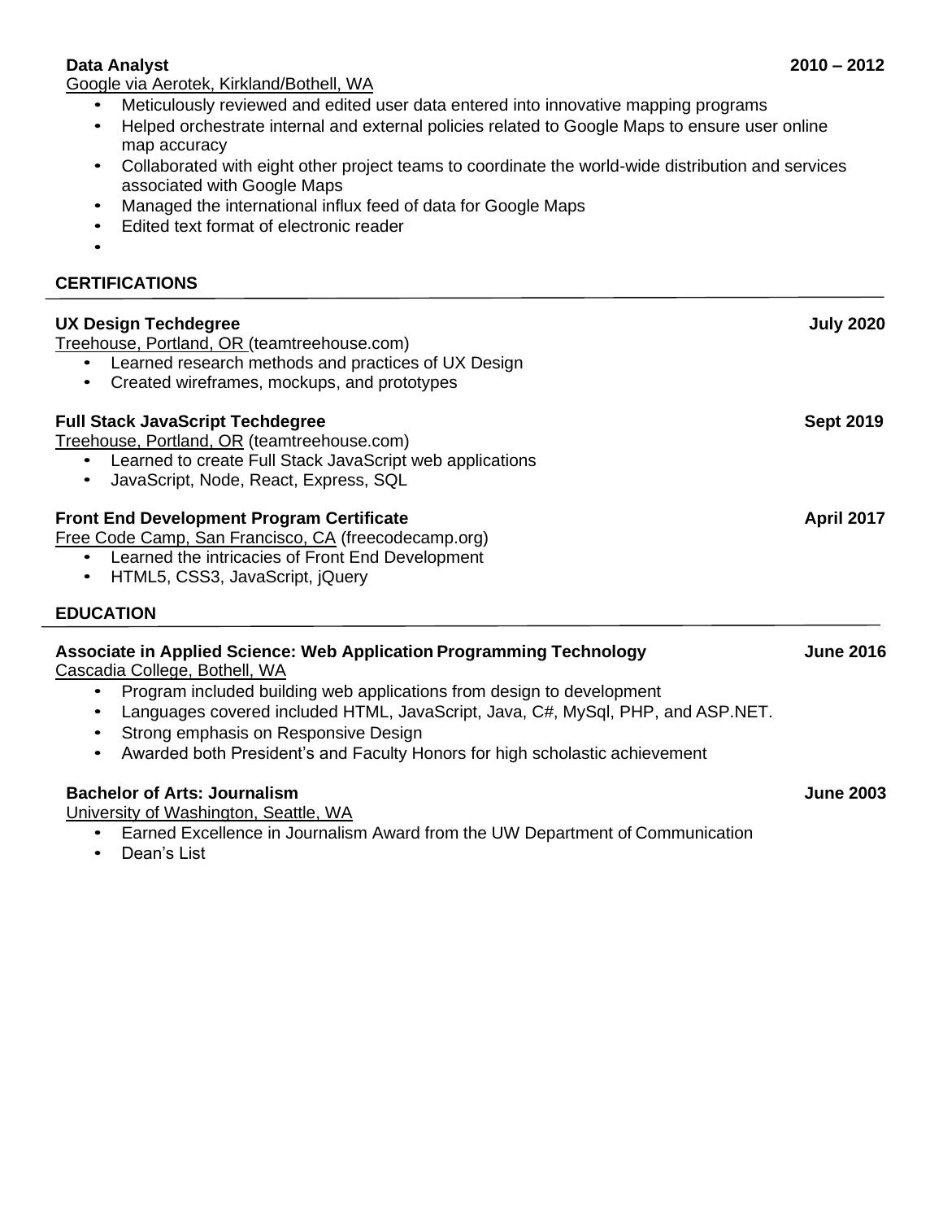**Data Analyst** **2010 – 2012**
Google via Aerotek, Kirkland/Bothell, WA

- Meticulously reviewed and edited user data entered into innovative mapping programs
- Helped orchestrate internal and external policies related to Google Maps to ensure user online map accuracy
- Collaborated with eight other project teams to coordinate the world-wide distribution and services associated with Google Maps
- Managed the international influx feed of data for Google Maps
- Edited text format of electronic reader
- 

## CERTIFICATIONS

**UX Design Techdegree** **July 2020**
Treehouse, Portland, OR (teamtreehouse.com)

- Learned research methods and practices of UX Design
- Created wireframes, mockups, and prototypes

**Full Stack JavaScript Techdegree** **Sept 2019**
Treehouse, Portland, OR (teamtreehouse.com)

- Learned to create Full Stack JavaScript web applications
- JavaScript, Node, React, Express, SQL

**Front End Development Program Certificate** **April 2017**
Free Code Camp, San Francisco, CA (freecodecamp.org)

- Learned the intricacies of Front End Development
- HTML5, CSS3, JavaScript, jQuery

## EDUCATION

**Associate in Applied Science: Web Application Programming Technology** **June 2016**
Cascadia College, Bothell, WA

- Program included building web applications from design to development
- Languages covered included HTML, JavaScript, Java, C#, MySql, PHP, and ASP.NET.
- Strong emphasis on Responsive Design
- Awarded both President's and Faculty Honors for high scholastic achievement

**Bachelor of Arts: Journalism** **June 2003**
University of Washington, Seattle, WA

- Earned Excellence in Journalism Award from the UW Department of Communication
- Dean's List